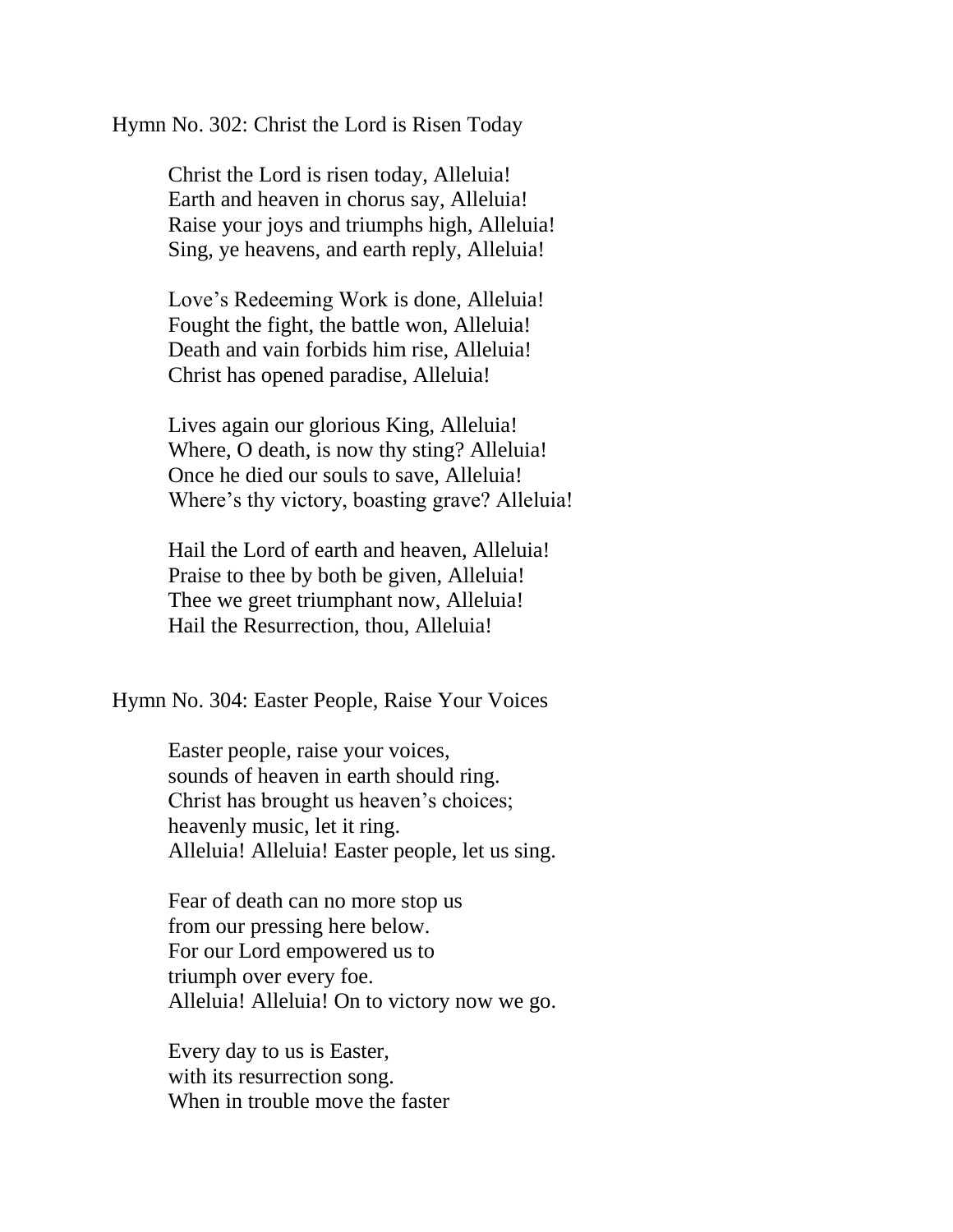Hymn No. 302: Christ the Lord is Risen Today

Christ the Lord is risen today, Alleluia!
Earth and heaven in chorus say, Alleluia!
Raise your joys and triumphs high, Alleluia!
Sing, ye heavens, and earth reply, Alleluia!

Love's Redeeming Work is done, Alleluia!
Fought the fight, the battle won, Alleluia!
Death and vain forbids him rise, Alleluia!
Christ has opened paradise, Alleluia!

Lives again our glorious King, Alleluia!
Where, O death, is now thy sting? Alleluia!
Once he died our souls to save, Alleluia!
Where's thy victory, boasting grave? Alleluia!

Hail the Lord of earth and heaven, Alleluia!
Praise to thee by both be given, Alleluia!
Thee we greet triumphant now, Alleluia!
Hail the Resurrection, thou, Alleluia!

Hymn No. 304: Easter People, Raise Your Voices

Easter people, raise your voices,
sounds of heaven in earth should ring.
Christ has brought us heaven's choices;
heavenly music, let it ring.
Alleluia! Alleluia! Easter people, let us sing.

Fear of death can no more stop us
from our pressing here below.
For our Lord empowered us to
triumph over every foe.
Alleluia! Alleluia! On to victory now we go.

Every day to us is Easter,
with its resurrection song.
When in trouble move the faster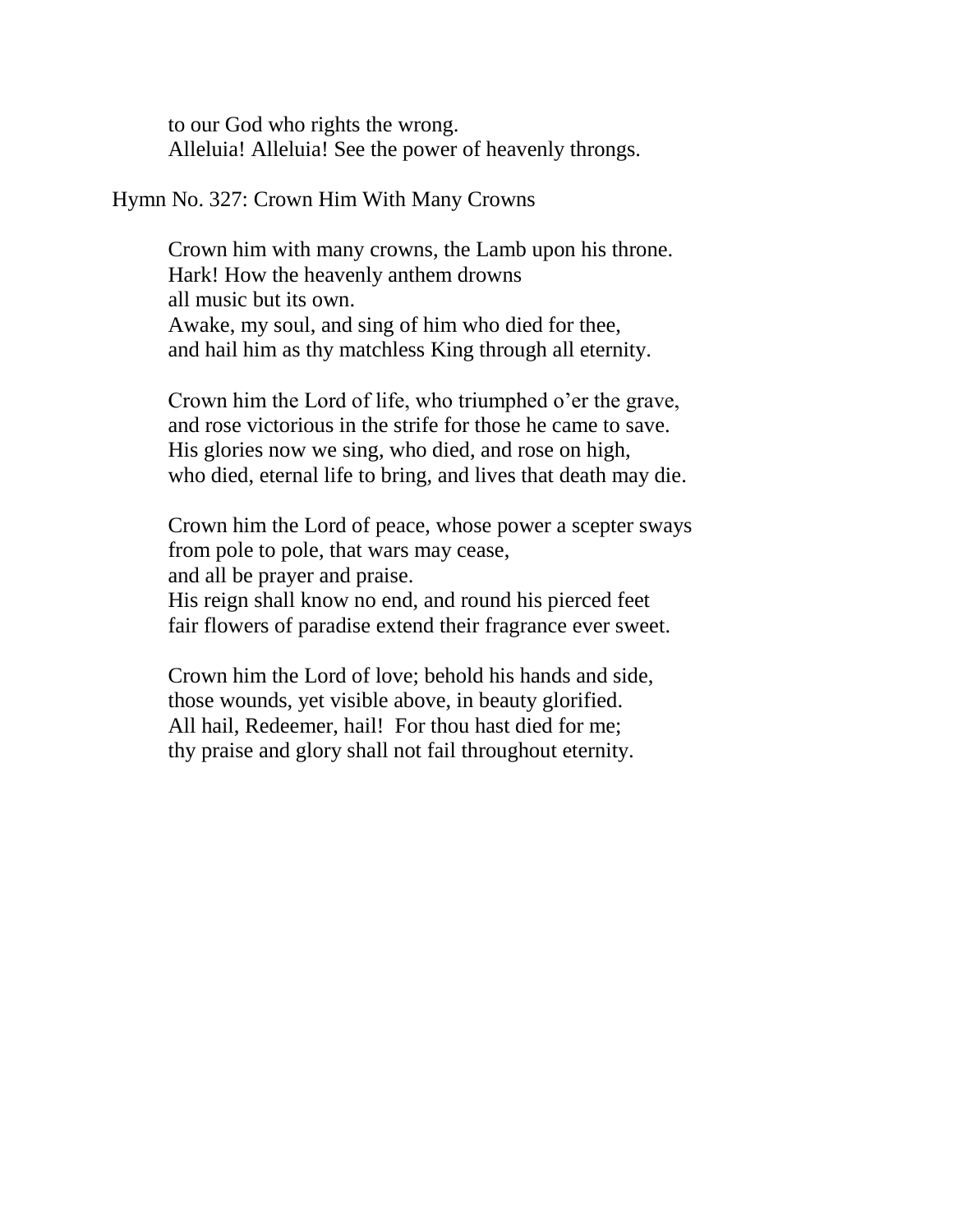to our God who rights the wrong.  
Alleluia! Alleluia! See the power of heavenly throngs.

Hymn No. 327: Crown Him With Many Crowns

Crown him with many crowns, the Lamb upon his throne.  
Hark! How the heavenly anthem drowns  
all music but its own.  
Awake, my soul, and sing of him who died for thee,  
and hail him as thy matchless King through all eternity.

Crown him the Lord of life, who triumphed o'er the grave,  
and rose victorious in the strife for those he came to save.  
His glories now we sing, who died, and rose on high,  
who died, eternal life to bring, and lives that death may die.

Crown him the Lord of peace, whose power a scepter sways  
from pole to pole, that wars may cease,  
and all be prayer and praise.  
His reign shall know no end, and round his pierced feet  
fair flowers of paradise extend their fragrance ever sweet.

Crown him the Lord of love; behold his hands and side,  
those wounds, yet visible above, in beauty glorified.  
All hail, Redeemer, hail! For thou hast died for me;  
thy praise and glory shall not fail throughout eternity.